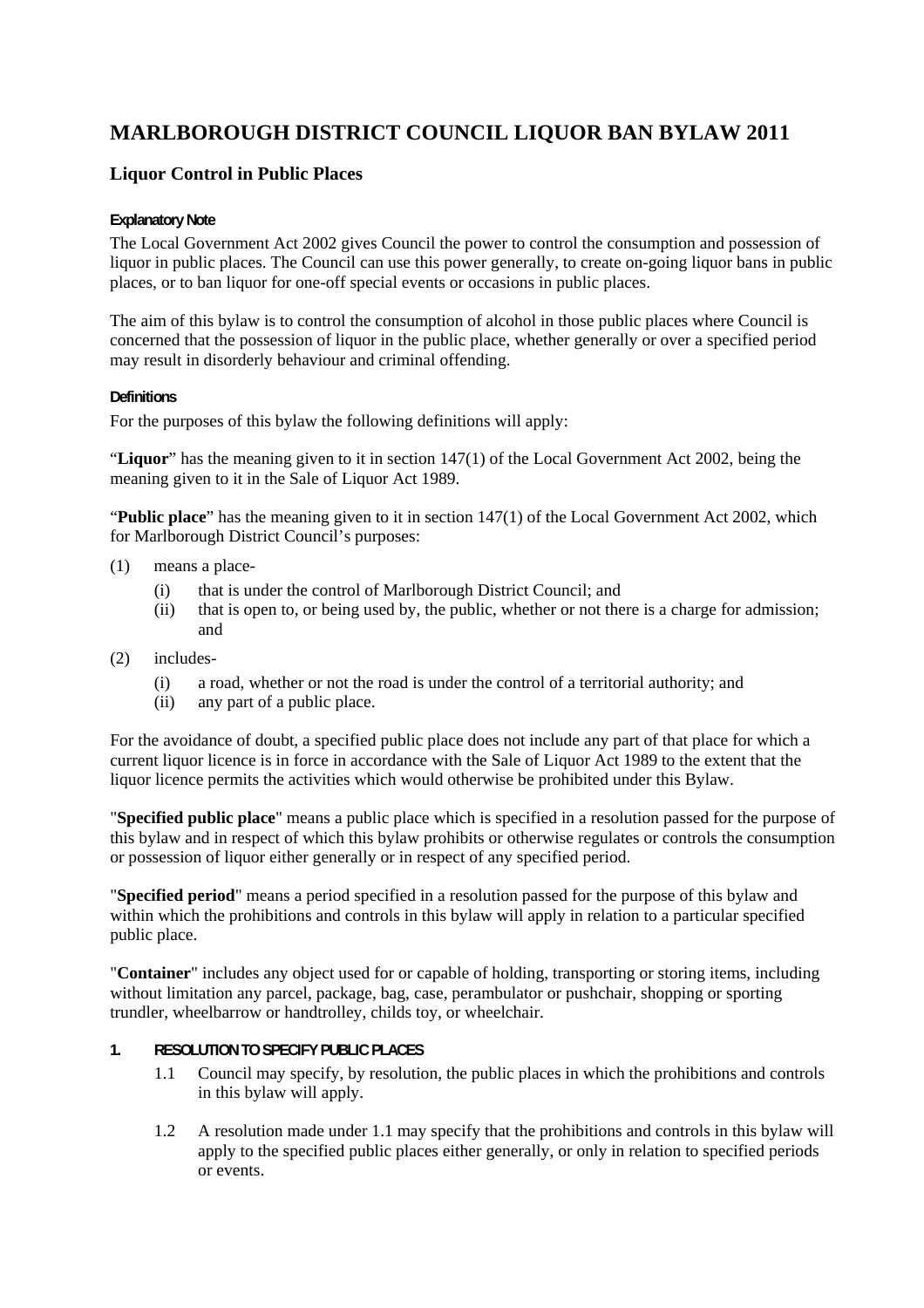# MARLBOROUGH DISTRICT COUNCIL LIQUOR BAN BYLAW 2011

## Liquor Control in Public Places

#### Explanatory Note

The Local Government Act 2002 gives Council the power to control the consumption and possession of liquor in public places. The Council can use this power generally, to create on-going liquor bans in public places, or to ban liquor for one-off special events or occasions in public places.

The aim of this bylaw is to control the consumption of alcohol in those public places where Council is concerned that the possession of liquor in the public place, whether generally or over a specified period may result in disorderly behaviour and criminal offending.

#### Definitions

For the purposes of this bylaw the following definitions will apply:

"**Liquor**" has the meaning given to it in section 147(1) of the Local Government Act 2002, being the meaning given to it in the Sale of Liquor Act 1989.

"**Public place**" has the meaning given to it in section 147(1) of the Local Government Act 2002, which for Marlborough District Council's purposes:

(1) means a place-
- (i) that is under the control of Marlborough District Council; and
- (ii) that is open to, or being used by, the public, whether or not there is a charge for admission; and

(2) includes-
- (i) a road, whether or not the road is under the control of a territorial authority; and
- (ii) any part of a public place.

For the avoidance of doubt, a specified public place does not include any part of that place for which a current liquor licence is in force in accordance with the Sale of Liquor Act 1989 to the extent that the liquor licence permits the activities which would otherwise be prohibited under this Bylaw.

"**Specified public place**" means a public place which is specified in a resolution passed for the purpose of this bylaw and in respect of which this bylaw prohibits or otherwise regulates or controls the consumption or possession of liquor either generally or in respect of any specified period.

"**Specified period**" means a period specified in a resolution passed for the purpose of this bylaw and within which the prohibitions and controls in this bylaw will apply in relation to a particular specified public place.

"**Container**" includes any object used for or capable of holding, transporting or storing items, including without limitation any parcel, package, bag, case, perambulator or pushchair, shopping or sporting trundler, wheelbarrow or handtrolley, childs toy, or wheelchair.

#### 1. RESOLUTION TO SPECIFY PUBLIC PLACES

1.1 Council may specify, by resolution, the public places in which the prohibitions and controls in this bylaw will apply.

1.2 A resolution made under 1.1 may specify that the prohibitions and controls in this bylaw will apply to the specified public places either generally, or only in relation to specified periods or events.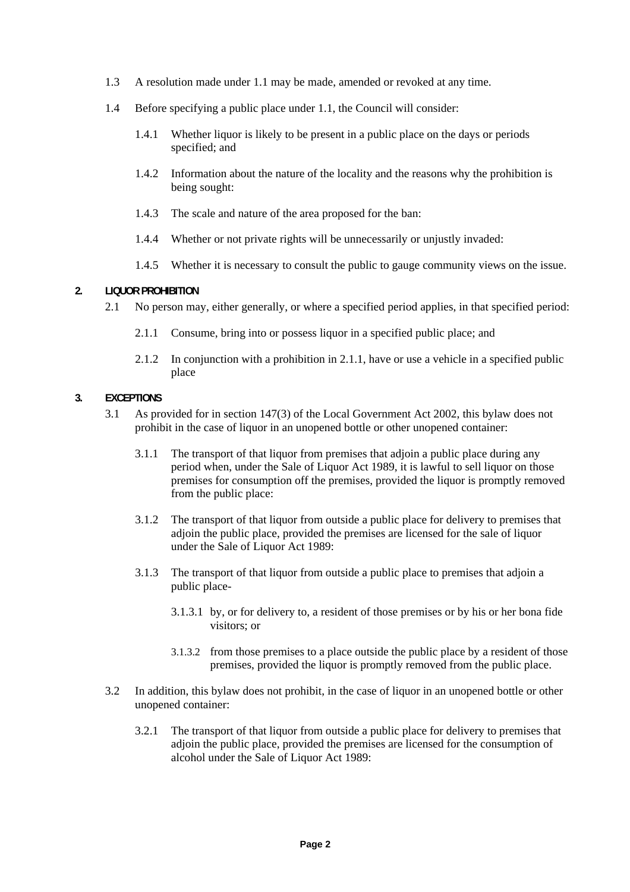1.3 A resolution made under 1.1 may be made, amended or revoked at any time.

1.4 Before specifying a public place under 1.1, the Council will consider:

1.4.1 Whether liquor is likely to be present in a public place on the days or periods specified; and

1.4.2 Information about the nature of the locality and the reasons why the prohibition is being sought:

1.4.3 The scale and nature of the area proposed for the ban:

1.4.4 Whether or not private rights will be unnecessarily or unjustly invaded:

1.4.5 Whether it is necessary to consult the public to gauge community views on the issue.

## 2. LIQUOR PROHIBITION

2.1 No person may, either generally, or where a specified period applies, in that specified period:

2.1.1 Consume, bring into or possess liquor in a specified public place; and

2.1.2 In conjunction with a prohibition in 2.1.1, have or use a vehicle in a specified public place

## 3. EXCEPTIONS

3.1 As provided for in section 147(3) of the Local Government Act 2002, this bylaw does not prohibit in the case of liquor in an unopened bottle or other unopened container:

3.1.1 The transport of that liquor from premises that adjoin a public place during any period when, under the Sale of Liquor Act 1989, it is lawful to sell liquor on those premises for consumption off the premises, provided the liquor is promptly removed from the public place:

3.1.2 The transport of that liquor from outside a public place for delivery to premises that adjoin the public place, provided the premises are licensed for the sale of liquor under the Sale of Liquor Act 1989:

3.1.3 The transport of that liquor from outside a public place to premises that adjoin a public place-

3.1.3.1 by, or for delivery to, a resident of those premises or by his or her bona fide visitors; or

3.1.3.2 from those premises to a place outside the public place by a resident of those premises, provided the liquor is promptly removed from the public place.

3.2 In addition, this bylaw does not prohibit, in the case of liquor in an unopened bottle or other unopened container:

3.2.1 The transport of that liquor from outside a public place for delivery to premises that adjoin the public place, provided the premises are licensed for the consumption of alcohol under the Sale of Liquor Act 1989: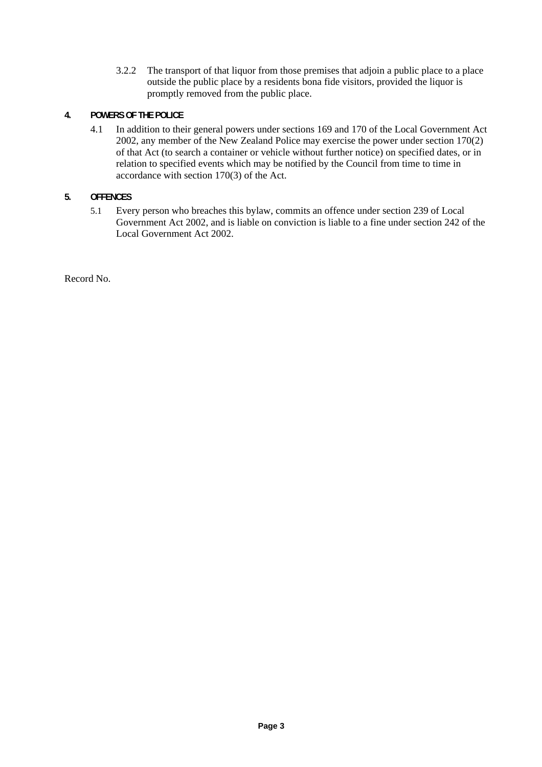3.2.2 The transport of that liquor from those premises that adjoin a public place to a place outside the public place by a residents bona fide visitors, provided the liquor is promptly removed from the public place.

**4. POWERS OF THE POLICE**

4.1 In addition to their general powers under sections 169 and 170 of the Local Government Act 2002, any member of the New Zealand Police may exercise the power under section 170(2) of that Act (to search a container or vehicle without further notice) on specified dates, or in relation to specified events which may be notified by the Council from time to time in accordance with section 170(3) of the Act.

**5. OFFENCES**

5.1 Every person who breaches this bylaw, commits an offence under section 239 of Local Government Act 2002, and is liable on conviction is liable to a fine under section 242 of the Local Government Act 2002.

Record No.